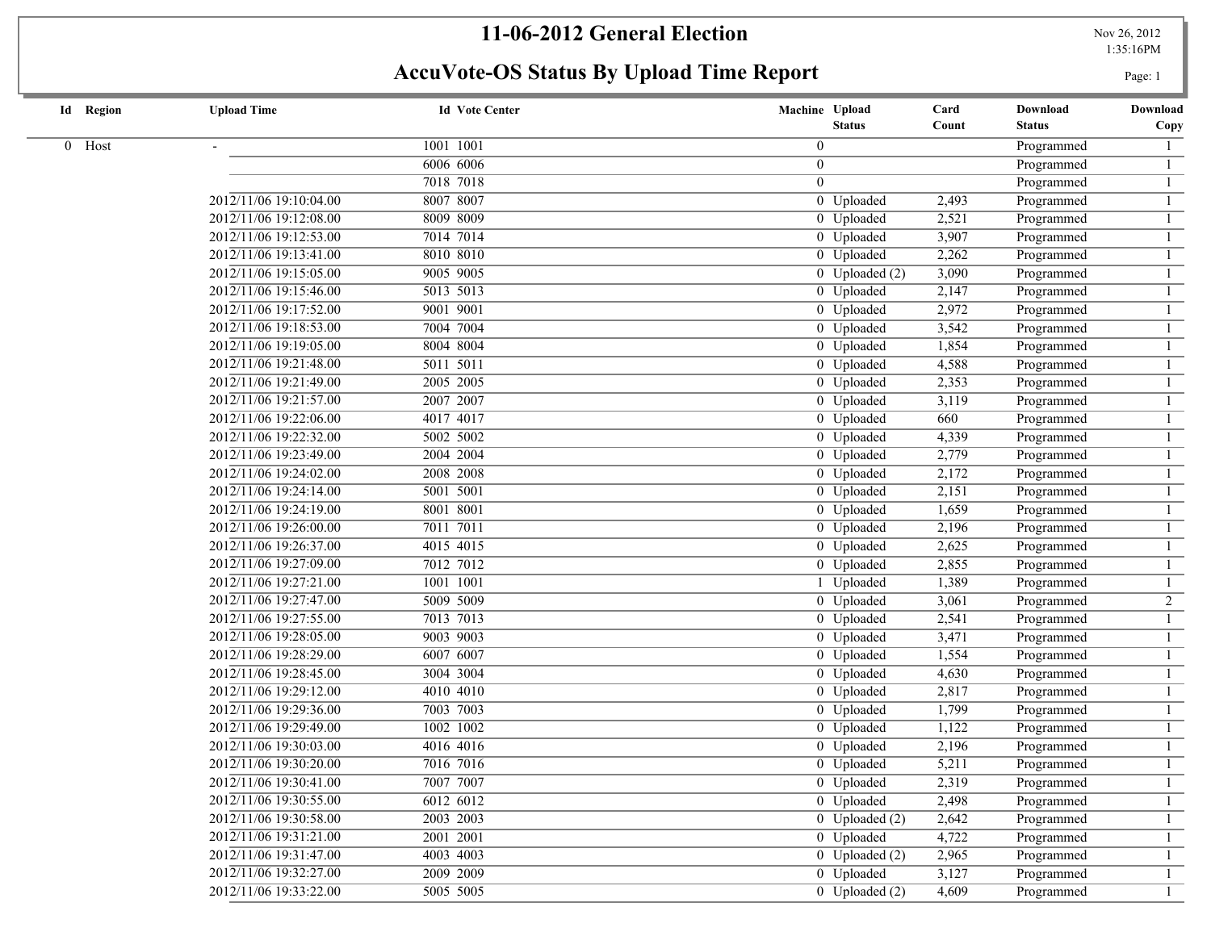# 11-06-2012 General Election

## AccuVote-OS Status By Upload Time Report

Nov 26, 2012
1:35:16PM

| Id | Region | Upload Time | Id | Vote Center | Machine | Upload Status | Card Count | Download Status | Download Copy |
|---|---|---|---|---|---|---|---|---|---|
| 0 | Host | - | 1001 | 1001 | 0 | | | Programmed | 1 |
| | | | 6006 | 6006 | 0 | | | Programmed | 1 |
| | | | 7018 | 7018 | 0 | | | Programmed | 1 |
| | | 2012/11/06 19:10:04.00 | 8007 | 8007 | 0 | Uploaded | 2,493 | Programmed | 1 |
| | | 2012/11/06 19:12:08.00 | 8009 | 8009 | 0 | Uploaded | 2,521 | Programmed | 1 |
| | | 2012/11/06 19:12:53.00 | 7014 | 7014 | 0 | Uploaded | 3,907 | Programmed | 1 |
| | | 2012/11/06 19:13:41.00 | 8010 | 8010 | 0 | Uploaded | 2,262 | Programmed | 1 |
| | | 2012/11/06 19:15:05.00 | 9005 | 9005 | 0 | Uploaded (2) | 3,090 | Programmed | 1 |
| | | 2012/11/06 19:15:46.00 | 5013 | 5013 | 0 | Uploaded | 2,147 | Programmed | 1 |
| | | 2012/11/06 19:17:52.00 | 9001 | 9001 | 0 | Uploaded | 2,972 | Programmed | 1 |
| | | 2012/11/06 19:18:53.00 | 7004 | 7004 | 0 | Uploaded | 3,542 | Programmed | 1 |
| | | 2012/11/06 19:19:05.00 | 8004 | 8004 | 0 | Uploaded | 1,854 | Programmed | 1 |
| | | 2012/11/06 19:21:48.00 | 5011 | 5011 | 0 | Uploaded | 4,588 | Programmed | 1 |
| | | 2012/11/06 19:21:49.00 | 2005 | 2005 | 0 | Uploaded | 2,353 | Programmed | 1 |
| | | 2012/11/06 19:21:57.00 | 2007 | 2007 | 0 | Uploaded | 3,119 | Programmed | 1 |
| | | 2012/11/06 19:22:06.00 | 4017 | 4017 | 0 | Uploaded | 660 | Programmed | 1 |
| | | 2012/11/06 19:22:32.00 | 5002 | 5002 | 0 | Uploaded | 4,339 | Programmed | 1 |
| | | 2012/11/06 19:23:49.00 | 2004 | 2004 | 0 | Uploaded | 2,779 | Programmed | 1 |
| | | 2012/11/06 19:24:02.00 | 2008 | 2008 | 0 | Uploaded | 2,172 | Programmed | 1 |
| | | 2012/11/06 19:24:14.00 | 5001 | 5001 | 0 | Uploaded | 2,151 | Programmed | 1 |
| | | 2012/11/06 19:24:19.00 | 8001 | 8001 | 0 | Uploaded | 1,659 | Programmed | 1 |
| | | 2012/11/06 19:26:00.00 | 7011 | 7011 | 0 | Uploaded | 2,196 | Programmed | 1 |
| | | 2012/11/06 19:26:37.00 | 4015 | 4015 | 0 | Uploaded | 2,625 | Programmed | 1 |
| | | 2012/11/06 19:27:09.00 | 7012 | 7012 | 0 | Uploaded | 2,855 | Programmed | 1 |
| | | 2012/11/06 19:27:21.00 | 1001 | 1001 | 1 | Uploaded | 1,389 | Programmed | 1 |
| | | 2012/11/06 19:27:47.00 | 5009 | 5009 | 0 | Uploaded | 3,061 | Programmed | 2 |
| | | 2012/11/06 19:27:55.00 | 7013 | 7013 | 0 | Uploaded | 2,541 | Programmed | 1 |
| | | 2012/11/06 19:28:05.00 | 9003 | 9003 | 0 | Uploaded | 3,471 | Programmed | 1 |
| | | 2012/11/06 19:28:29.00 | 6007 | 6007 | 0 | Uploaded | 1,554 | Programmed | 1 |
| | | 2012/11/06 19:28:45.00 | 3004 | 3004 | 0 | Uploaded | 4,630 | Programmed | 1 |
| | | 2012/11/06 19:29:12.00 | 4010 | 4010 | 0 | Uploaded | 2,817 | Programmed | 1 |
| | | 2012/11/06 19:29:36.00 | 7003 | 7003 | 0 | Uploaded | 1,799 | Programmed | 1 |
| | | 2012/11/06 19:29:49.00 | 1002 | 1002 | 0 | Uploaded | 1,122 | Programmed | 1 |
| | | 2012/11/06 19:30:03.00 | 4016 | 4016 | 0 | Uploaded | 2,196 | Programmed | 1 |
| | | 2012/11/06 19:30:20.00 | 7016 | 7016 | 0 | Uploaded | 5,211 | Programmed | 1 |
| | | 2012/11/06 19:30:41.00 | 7007 | 7007 | 0 | Uploaded | 2,319 | Programmed | 1 |
| | | 2012/11/06 19:30:55.00 | 6012 | 6012 | 0 | Uploaded | 2,498 | Programmed | 1 |
| | | 2012/11/06 19:30:58.00 | 2003 | 2003 | 0 | Uploaded (2) | 2,642 | Programmed | 1 |
| | | 2012/11/06 19:31:21.00 | 2001 | 2001 | 0 | Uploaded | 4,722 | Programmed | 1 |
| | | 2012/11/06 19:31:47.00 | 4003 | 4003 | 0 | Uploaded (2) | 2,965 | Programmed | 1 |
| | | 2012/11/06 19:32:27.00 | 2009 | 2009 | 0 | Uploaded | 3,127 | Programmed | 1 |
| | | 2012/11/06 19:33:22.00 | 5005 | 5005 | 0 | Uploaded (2) | 4,609 | Programmed | 1 |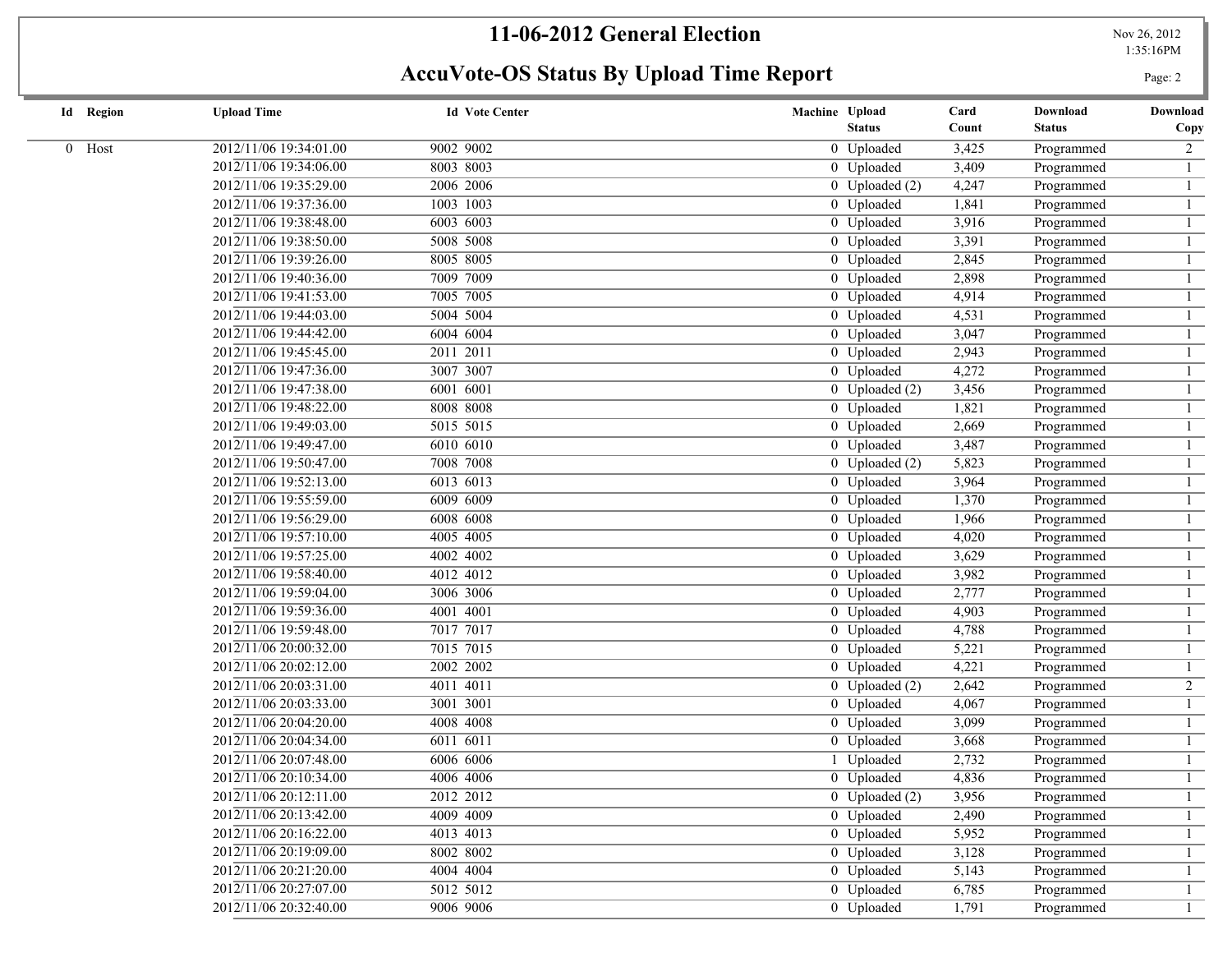# 11-06-2012 General Election

## AccuVote-OS Status By Upload Time Report

| Id | Region | Upload Time | Id | Vote Center | Machine | Upload Status | Card Count | Download Status | Download Copy |
|---|---|---|---|---|---|---|---|---|---|
| 0 | Host | 2012/11/06 19:34:01.00 | 9002 | 9002 | 0 | Uploaded | 3,425 | Programmed | 2 |
| | | 2012/11/06 19:34:06.00 | 8003 | 8003 | 0 | Uploaded | 3,409 | Programmed | 1 |
| | | 2012/11/06 19:35:29.00 | 2006 | 2006 | 0 | Uploaded (2) | 4,247 | Programmed | 1 |
| | | 2012/11/06 19:37:36.00 | 1003 | 1003 | 0 | Uploaded | 1,841 | Programmed | 1 |
| | | 2012/11/06 19:38:48.00 | 6003 | 6003 | 0 | Uploaded | 3,916 | Programmed | 1 |
| | | 2012/11/06 19:38:50.00 | 5008 | 5008 | 0 | Uploaded | 3,391 | Programmed | 1 |
| | | 2012/11/06 19:39:26.00 | 8005 | 8005 | 0 | Uploaded | 2,845 | Programmed | 1 |
| | | 2012/11/06 19:40:36.00 | 7009 | 7009 | 0 | Uploaded | 2,898 | Programmed | 1 |
| | | 2012/11/06 19:41:53.00 | 7005 | 7005 | 0 | Uploaded | 4,914 | Programmed | 1 |
| | | 2012/11/06 19:44:03.00 | 5004 | 5004 | 0 | Uploaded | 4,531 | Programmed | 1 |
| | | 2012/11/06 19:44:42.00 | 6004 | 6004 | 0 | Uploaded | 3,047 | Programmed | 1 |
| | | 2012/11/06 19:45:45.00 | 2011 | 2011 | 0 | Uploaded | 2,943 | Programmed | 1 |
| | | 2012/11/06 19:47:36.00 | 3007 | 3007 | 0 | Uploaded | 4,272 | Programmed | 1 |
| | | 2012/11/06 19:47:38.00 | 6001 | 6001 | 0 | Uploaded (2) | 3,456 | Programmed | 1 |
| | | 2012/11/06 19:48:22.00 | 8008 | 8008 | 0 | Uploaded | 1,821 | Programmed | 1 |
| | | 2012/11/06 19:49:03.00 | 5015 | 5015 | 0 | Uploaded | 2,669 | Programmed | 1 |
| | | 2012/11/06 19:49:47.00 | 6010 | 6010 | 0 | Uploaded | 3,487 | Programmed | 1 |
| | | 2012/11/06 19:50:47.00 | 7008 | 7008 | 0 | Uploaded (2) | 5,823 | Programmed | 1 |
| | | 2012/11/06 19:52:13.00 | 6013 | 6013 | 0 | Uploaded | 3,964 | Programmed | 1 |
| | | 2012/11/06 19:55:59.00 | 6009 | 6009 | 0 | Uploaded | 1,370 | Programmed | 1 |
| | | 2012/11/06 19:56:29.00 | 6008 | 6008 | 0 | Uploaded | 1,966 | Programmed | 1 |
| | | 2012/11/06 19:57:10.00 | 4005 | 4005 | 0 | Uploaded | 4,020 | Programmed | 1 |
| | | 2012/11/06 19:57:25.00 | 4002 | 4002 | 0 | Uploaded | 3,629 | Programmed | 1 |
| | | 2012/11/06 19:58:40.00 | 4012 | 4012 | 0 | Uploaded | 3,982 | Programmed | 1 |
| | | 2012/11/06 19:59:04.00 | 3006 | 3006 | 0 | Uploaded | 2,777 | Programmed | 1 |
| | | 2012/11/06 19:59:36.00 | 4001 | 4001 | 0 | Uploaded | 4,903 | Programmed | 1 |
| | | 2012/11/06 19:59:48.00 | 7017 | 7017 | 0 | Uploaded | 4,788 | Programmed | 1 |
| | | 2012/11/06 20:00:32.00 | 7015 | 7015 | 0 | Uploaded | 5,221 | Programmed | 1 |
| | | 2012/11/06 20:02:12.00 | 2002 | 2002 | 0 | Uploaded | 4,221 | Programmed | 1 |
| | | 2012/11/06 20:03:31.00 | 4011 | 4011 | 0 | Uploaded (2) | 2,642 | Programmed | 2 |
| | | 2012/11/06 20:03:33.00 | 3001 | 3001 | 0 | Uploaded | 4,067 | Programmed | 1 |
| | | 2012/11/06 20:04:20.00 | 4008 | 4008 | 0 | Uploaded | 3,099 | Programmed | 1 |
| | | 2012/11/06 20:04:34.00 | 6011 | 6011 | 0 | Uploaded | 3,668 | Programmed | 1 |
| | | 2012/11/06 20:07:48.00 | 6006 | 6006 | 1 | Uploaded | 2,732 | Programmed | 1 |
| | | 2012/11/06 20:10:34.00 | 4006 | 4006 | 0 | Uploaded | 4,836 | Programmed | 1 |
| | | 2012/11/06 20:12:11.00 | 2012 | 2012 | 0 | Uploaded (2) | 3,956 | Programmed | 1 |
| | | 2012/11/06 20:13:42.00 | 4009 | 4009 | 0 | Uploaded | 2,490 | Programmed | 1 |
| | | 2012/11/06 20:16:22.00 | 4013 | 4013 | 0 | Uploaded | 5,952 | Programmed | 1 |
| | | 2012/11/06 20:19:09.00 | 8002 | 8002 | 0 | Uploaded | 3,128 | Programmed | 1 |
| | | 2012/11/06 20:21:20.00 | 4004 | 4004 | 0 | Uploaded | 5,143 | Programmed | 1 |
| | | 2012/11/06 20:27:07.00 | 5012 | 5012 | 0 | Uploaded | 6,785 | Programmed | 1 |
| | | 2012/11/06 20:32:40.00 | 9006 | 9006 | 0 | Uploaded | 1,791 | Programmed | 1 |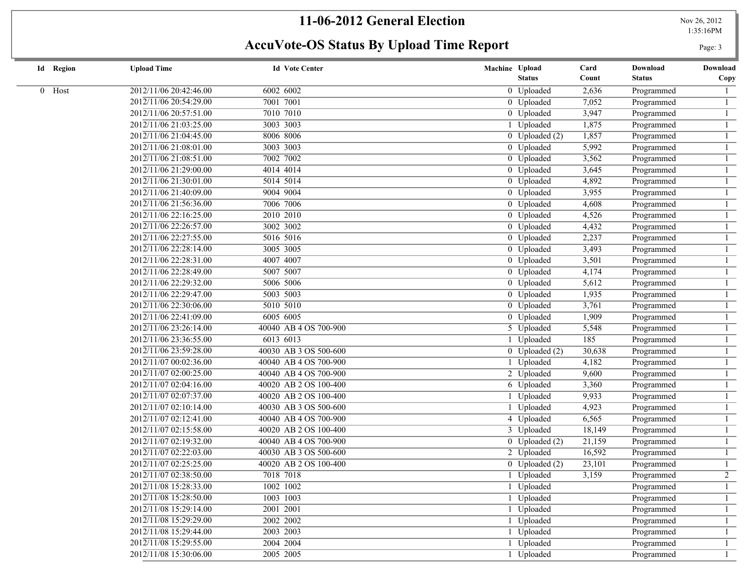# 11-06-2012 General Election

## AccuVote-OS Status By Upload Time Report

| Id | Region | Upload Time | Id | Vote Center | Machine | Upload Status | Card Count | Download Status | Download Copy |
|---|---|---|---|---|---|---|---|---|---|
| 0 | Host | 2012/11/06 20:42:46.00 | 6002 | 6002 | 0 | Uploaded | 2,636 | Programmed | 1 |
| | | 2012/11/06 20:54:29.00 | 7001 | 7001 | 0 | Uploaded | 7,052 | Programmed | 1 |
| | | 2012/11/06 20:57:51.00 | 7010 | 7010 | 0 | Uploaded | 3,947 | Programmed | 1 |
| | | 2012/11/06 21:03:25.00 | 3003 | 3003 | 1 | Uploaded | 1,875 | Programmed | 1 |
| | | 2012/11/06 21:04:45.00 | 8006 | 8006 | 0 | Uploaded (2) | 1,857 | Programmed | 1 |
| | | 2012/11/06 21:08:01.00 | 3003 | 3003 | 0 | Uploaded | 5,992 | Programmed | 1 |
| | | 2012/11/06 21:08:51.00 | 7002 | 7002 | 0 | Uploaded | 3,562 | Programmed | 1 |
| | | 2012/11/06 21:29:00.00 | 4014 | 4014 | 0 | Uploaded | 3,645 | Programmed | 1 |
| | | 2012/11/06 21:30:01.00 | 5014 | 5014 | 0 | Uploaded | 4,892 | Programmed | 1 |
| | | 2012/11/06 21:40:09.00 | 9004 | 9004 | 0 | Uploaded | 3,955 | Programmed | 1 |
| | | 2012/11/06 21:56:36.00 | 7006 | 7006 | 0 | Uploaded | 4,608 | Programmed | 1 |
| | | 2012/11/06 22:16:25.00 | 2010 | 2010 | 0 | Uploaded | 4,526 | Programmed | 1 |
| | | 2012/11/06 22:26:57.00 | 3002 | 3002 | 0 | Uploaded | 4,432 | Programmed | 1 |
| | | 2012/11/06 22:27:55.00 | 5016 | 5016 | 0 | Uploaded | 2,237 | Programmed | 1 |
| | | 2012/11/06 22:28:14.00 | 3005 | 3005 | 0 | Uploaded | 3,493 | Programmed | 1 |
| | | 2012/11/06 22:28:31.00 | 4007 | 4007 | 0 | Uploaded | 3,501 | Programmed | 1 |
| | | 2012/11/06 22:28:49.00 | 5007 | 5007 | 0 | Uploaded | 4,174 | Programmed | 1 |
| | | 2012/11/06 22:29:32.00 | 5006 | 5006 | 0 | Uploaded | 5,612 | Programmed | 1 |
| | | 2012/11/06 22:29:47.00 | 5003 | 5003 | 0 | Uploaded | 1,935 | Programmed | 1 |
| | | 2012/11/06 22:30:06.00 | 5010 | 5010 | 0 | Uploaded | 3,761 | Programmed | 1 |
| | | 2012/11/06 22:41:09.00 | 6005 | 6005 | 0 | Uploaded | 1,909 | Programmed | 1 |
| | | 2012/11/06 23:26:14.00 | 40040 | AB 4 OS 700-900 | 5 | Uploaded | 5,548 | Programmed | 1 |
| | | 2012/11/06 23:36:55.00 | 6013 | 6013 | 1 | Uploaded | 185 | Programmed | 1 |
| | | 2012/11/06 23:59:28.00 | 40030 | AB 3 OS 500-600 | 0 | Uploaded (2) | 30,638 | Programmed | 1 |
| | | 2012/11/07 00:02:36.00 | 40040 | AB 4 OS 700-900 | 1 | Uploaded | 4,182 | Programmed | 1 |
| | | 2012/11/07 02:00:25.00 | 40040 | AB 4 OS 700-900 | 2 | Uploaded | 9,600 | Programmed | 1 |
| | | 2012/11/07 02:04:16.00 | 40020 | AB 2 OS 100-400 | 6 | Uploaded | 3,360 | Programmed | 1 |
| | | 2012/11/07 02:07:37.00 | 40020 | AB 2 OS 100-400 | 1 | Uploaded | 9,933 | Programmed | 1 |
| | | 2012/11/07 02:10:14.00 | 40030 | AB 3 OS 500-600 | 1 | Uploaded | 4,923 | Programmed | 1 |
| | | 2012/11/07 02:12:41.00 | 40040 | AB 4 OS 700-900 | 4 | Uploaded | 6,565 | Programmed | 1 |
| | | 2012/11/07 02:15:58.00 | 40020 | AB 2 OS 100-400 | 3 | Uploaded | 18,149 | Programmed | 1 |
| | | 2012/11/07 02:19:32.00 | 40040 | AB 4 OS 700-900 | 0 | Uploaded (2) | 21,159 | Programmed | 1 |
| | | 2012/11/07 02:22:03.00 | 40030 | AB 3 OS 500-600 | 2 | Uploaded | 16,592 | Programmed | 1 |
| | | 2012/11/07 02:25:25.00 | 40020 | AB 2 OS 100-400 | 0 | Uploaded (2) | 23,101 | Programmed | 1 |
| | | 2012/11/07 02:38:50.00 | 7018 | 7018 | 1 | Uploaded | 3,159 | Programmed | 2 |
| | | 2012/11/08 15:28:33.00 | 1002 | 1002 | 1 | Uploaded | | Programmed | 1 |
| | | 2012/11/08 15:28:50.00 | 1003 | 1003 | 1 | Uploaded | | Programmed | 1 |
| | | 2012/11/08 15:29:14.00 | 2001 | 2001 | 1 | Uploaded | | Programmed | 1 |
| | | 2012/11/08 15:29:29.00 | 2002 | 2002 | 1 | Uploaded | | Programmed | 1 |
| | | 2012/11/08 15:29:44.00 | 2003 | 2003 | 1 | Uploaded | | Programmed | 1 |
| | | 2012/11/08 15:29:55.00 | 2004 | 2004 | 1 | Uploaded | | Programmed | 1 |
| | | 2012/11/08 15:30:06.00 | 2005 | 2005 | 1 | Uploaded | | Programmed | 1 |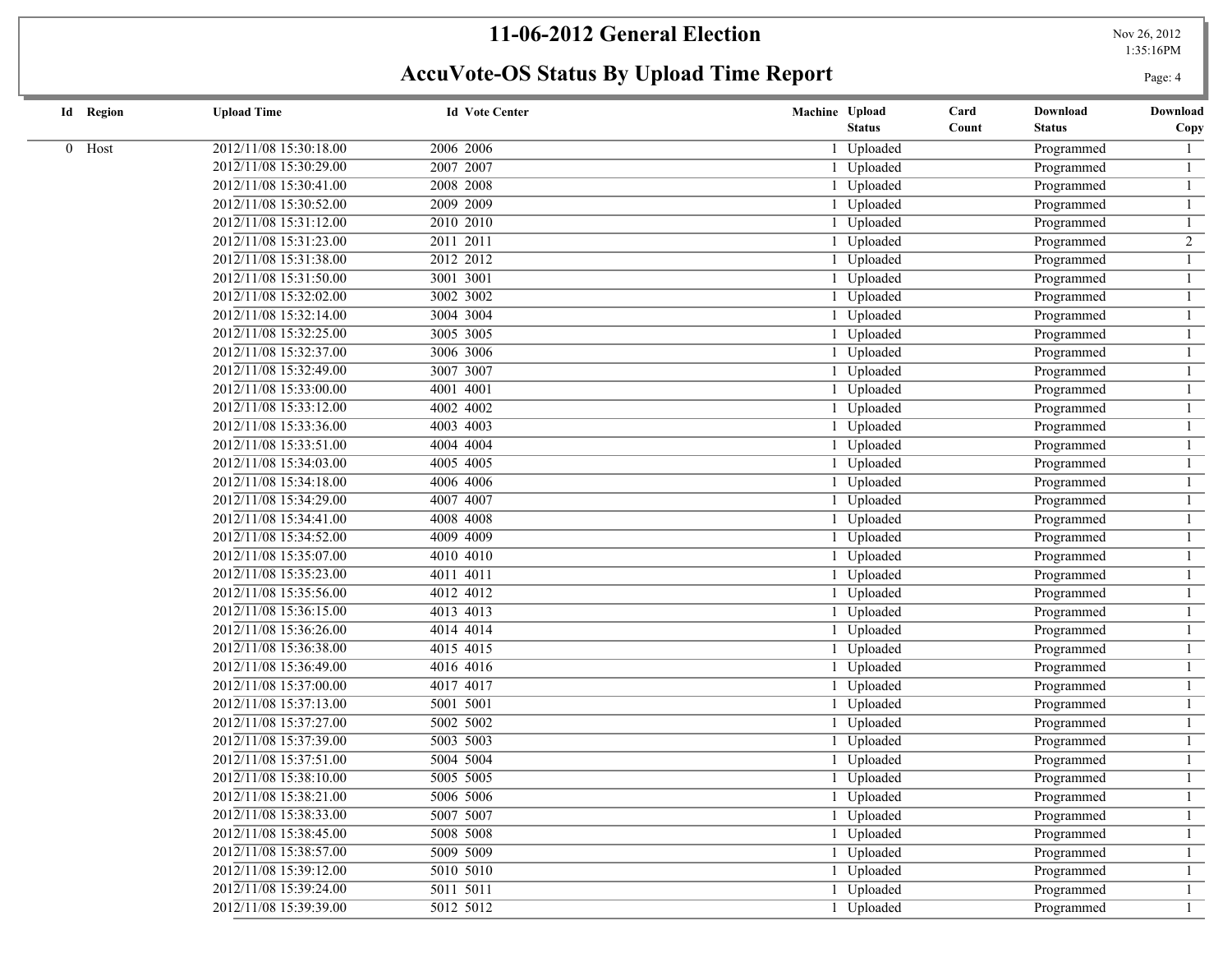# 11-06-2012 General Election

## AccuVote-OS Status By Upload Time Report

Nov 26, 2012 1:35:16PM

| Id | Region | Upload Time | Id | Vote Center | Machine | Upload Status | Card Count | Download Status | Download Copy |
|---|---|---|---|---|---|---|---|---|---|
| 0 | Host | 2012/11/08 15:30:18.00 | 2006 | 2006 | 1 | Uploaded | | Programmed | 1 |
| | | 2012/11/08 15:30:29.00 | 2007 | 2007 | 1 | Uploaded | | Programmed | 1 |
| | | 2012/11/08 15:30:41.00 | 2008 | 2008 | 1 | Uploaded | | Programmed | 1 |
| | | 2012/11/08 15:30:52.00 | 2009 | 2009 | 1 | Uploaded | | Programmed | 1 |
| | | 2012/11/08 15:31:12.00 | 2010 | 2010 | 1 | Uploaded | | Programmed | 1 |
| | | 2012/11/08 15:31:23.00 | 2011 | 2011 | 1 | Uploaded | | Programmed | 2 |
| | | 2012/11/08 15:31:38.00 | 2012 | 2012 | 1 | Uploaded | | Programmed | 1 |
| | | 2012/11/08 15:31:50.00 | 3001 | 3001 | 1 | Uploaded | | Programmed | 1 |
| | | 2012/11/08 15:32:02.00 | 3002 | 3002 | 1 | Uploaded | | Programmed | 1 |
| | | 2012/11/08 15:32:14.00 | 3004 | 3004 | 1 | Uploaded | | Programmed | 1 |
| | | 2012/11/08 15:32:25.00 | 3005 | 3005 | 1 | Uploaded | | Programmed | 1 |
| | | 2012/11/08 15:32:37.00 | 3006 | 3006 | 1 | Uploaded | | Programmed | 1 |
| | | 2012/11/08 15:32:49.00 | 3007 | 3007 | 1 | Uploaded | | Programmed | 1 |
| | | 2012/11/08 15:33:00.00 | 4001 | 4001 | 1 | Uploaded | | Programmed | 1 |
| | | 2012/11/08 15:33:12.00 | 4002 | 4002 | 1 | Uploaded | | Programmed | 1 |
| | | 2012/11/08 15:33:36.00 | 4003 | 4003 | 1 | Uploaded | | Programmed | 1 |
| | | 2012/11/08 15:33:51.00 | 4004 | 4004 | 1 | Uploaded | | Programmed | 1 |
| | | 2012/11/08 15:34:03.00 | 4005 | 4005 | 1 | Uploaded | | Programmed | 1 |
| | | 2012/11/08 15:34:18.00 | 4006 | 4006 | 1 | Uploaded | | Programmed | 1 |
| | | 2012/11/08 15:34:29.00 | 4007 | 4007 | 1 | Uploaded | | Programmed | 1 |
| | | 2012/11/08 15:34:41.00 | 4008 | 4008 | 1 | Uploaded | | Programmed | 1 |
| | | 2012/11/08 15:34:52.00 | 4009 | 4009 | 1 | Uploaded | | Programmed | 1 |
| | | 2012/11/08 15:35:07.00 | 4010 | 4010 | 1 | Uploaded | | Programmed | 1 |
| | | 2012/11/08 15:35:23.00 | 4011 | 4011 | 1 | Uploaded | | Programmed | 1 |
| | | 2012/11/08 15:35:56.00 | 4012 | 4012 | 1 | Uploaded | | Programmed | 1 |
| | | 2012/11/08 15:36:15.00 | 4013 | 4013 | 1 | Uploaded | | Programmed | 1 |
| | | 2012/11/08 15:36:26.00 | 4014 | 4014 | 1 | Uploaded | | Programmed | 1 |
| | | 2012/11/08 15:36:38.00 | 4015 | 4015 | 1 | Uploaded | | Programmed | 1 |
| | | 2012/11/08 15:36:49.00 | 4016 | 4016 | 1 | Uploaded | | Programmed | 1 |
| | | 2012/11/08 15:37:00.00 | 4017 | 4017 | 1 | Uploaded | | Programmed | 1 |
| | | 2012/11/08 15:37:13.00 | 5001 | 5001 | 1 | Uploaded | | Programmed | 1 |
| | | 2012/11/08 15:37:27.00 | 5002 | 5002 | 1 | Uploaded | | Programmed | 1 |
| | | 2012/11/08 15:37:39.00 | 5003 | 5003 | 1 | Uploaded | | Programmed | 1 |
| | | 2012/11/08 15:37:51.00 | 5004 | 5004 | 1 | Uploaded | | Programmed | 1 |
| | | 2012/11/08 15:38:10.00 | 5005 | 5005 | 1 | Uploaded | | Programmed | 1 |
| | | 2012/11/08 15:38:21.00 | 5006 | 5006 | 1 | Uploaded | | Programmed | 1 |
| | | 2012/11/08 15:38:33.00 | 5007 | 5007 | 1 | Uploaded | | Programmed | 1 |
| | | 2012/11/08 15:38:45.00 | 5008 | 5008 | 1 | Uploaded | | Programmed | 1 |
| | | 2012/11/08 15:38:57.00 | 5009 | 5009 | 1 | Uploaded | | Programmed | 1 |
| | | 2012/11/08 15:39:12.00 | 5010 | 5010 | 1 | Uploaded | | Programmed | 1 |
| | | 2012/11/08 15:39:24.00 | 5011 | 5011 | 1 | Uploaded | | Programmed | 1 |
| | | 2012/11/08 15:39:39.00 | 5012 | 5012 | 1 | Uploaded | | Programmed | 1 |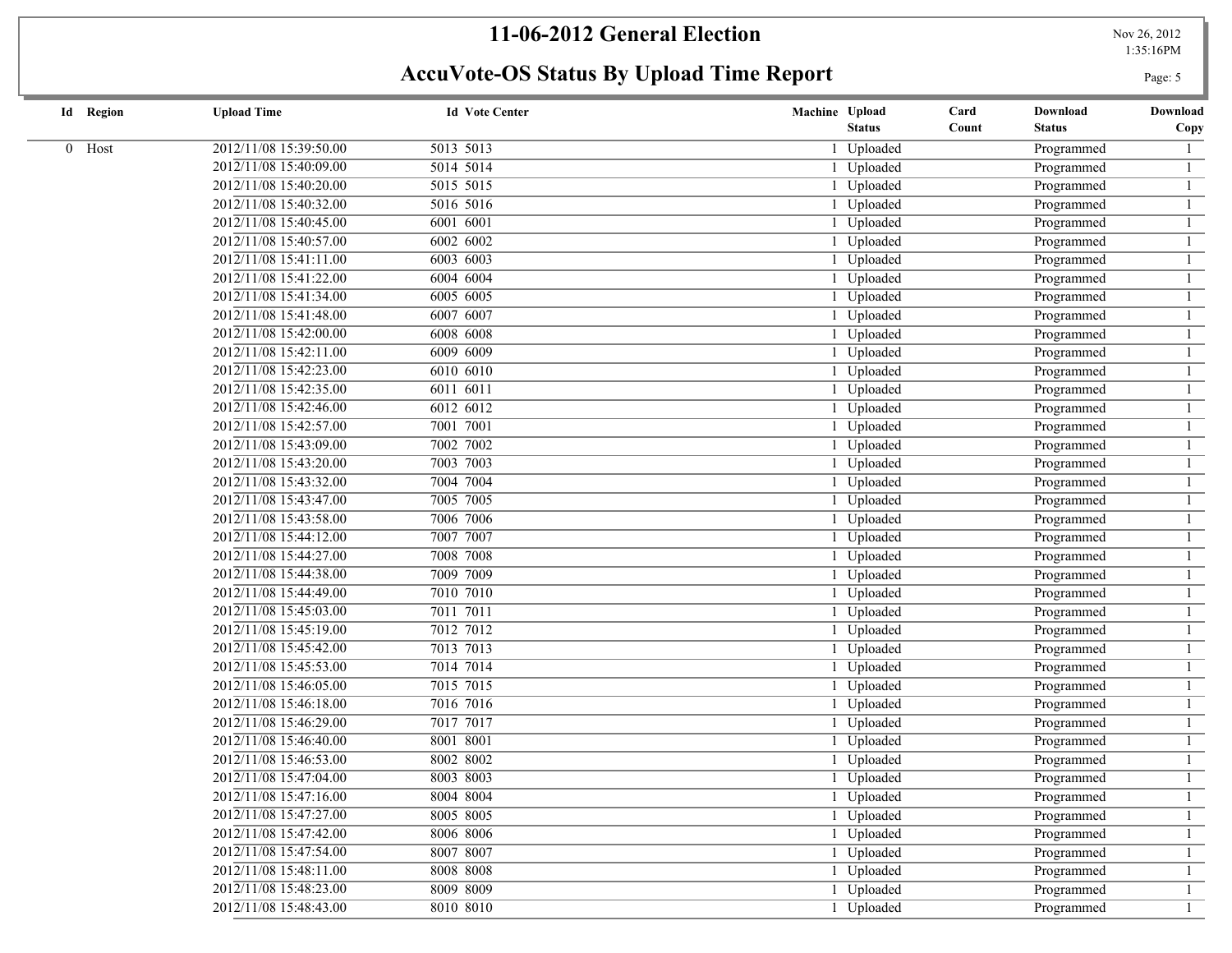# 11-06-2012 General Election

## AccuVote-OS Status By Upload Time Report

| Id | Region | Upload Time | Id | Vote Center | Machine | Upload Status | Card Count | Download Status | Download Copy |
|---|---|---|---|---|---|---|---|---|---|
| 0 | Host | 2012/11/08 15:39:50.00 | 5013 | 5013 | 1 | Uploaded | | Programmed | 1 |
| | | 2012/11/08 15:40:09.00 | 5014 | 5014 | 1 | Uploaded | | Programmed | 1 |
| | | 2012/11/08 15:40:20.00 | 5015 | 5015 | 1 | Uploaded | | Programmed | 1 |
| | | 2012/11/08 15:40:32.00 | 5016 | 5016 | 1 | Uploaded | | Programmed | 1 |
| | | 2012/11/08 15:40:45.00 | 6001 | 6001 | 1 | Uploaded | | Programmed | 1 |
| | | 2012/11/08 15:40:57.00 | 6002 | 6002 | 1 | Uploaded | | Programmed | 1 |
| | | 2012/11/08 15:41:11.00 | 6003 | 6003 | 1 | Uploaded | | Programmed | 1 |
| | | 2012/11/08 15:41:22.00 | 6004 | 6004 | 1 | Uploaded | | Programmed | 1 |
| | | 2012/11/08 15:41:34.00 | 6005 | 6005 | 1 | Uploaded | | Programmed | 1 |
| | | 2012/11/08 15:41:48.00 | 6007 | 6007 | 1 | Uploaded | | Programmed | 1 |
| | | 2012/11/08 15:42:00.00 | 6008 | 6008 | 1 | Uploaded | | Programmed | 1 |
| | | 2012/11/08 15:42:11.00 | 6009 | 6009 | 1 | Uploaded | | Programmed | 1 |
| | | 2012/11/08 15:42:23.00 | 6010 | 6010 | 1 | Uploaded | | Programmed | 1 |
| | | 2012/11/08 15:42:35.00 | 6011 | 6011 | 1 | Uploaded | | Programmed | 1 |
| | | 2012/11/08 15:42:46.00 | 6012 | 6012 | 1 | Uploaded | | Programmed | 1 |
| | | 2012/11/08 15:42:57.00 | 7001 | 7001 | 1 | Uploaded | | Programmed | 1 |
| | | 2012/11/08 15:43:09.00 | 7002 | 7002 | 1 | Uploaded | | Programmed | 1 |
| | | 2012/11/08 15:43:20.00 | 7003 | 7003 | 1 | Uploaded | | Programmed | 1 |
| | | 2012/11/08 15:43:32.00 | 7004 | 7004 | 1 | Uploaded | | Programmed | 1 |
| | | 2012/11/08 15:43:47.00 | 7005 | 7005 | 1 | Uploaded | | Programmed | 1 |
| | | 2012/11/08 15:43:58.00 | 7006 | 7006 | 1 | Uploaded | | Programmed | 1 |
| | | 2012/11/08 15:44:12.00 | 7007 | 7007 | 1 | Uploaded | | Programmed | 1 |
| | | 2012/11/08 15:44:27.00 | 7008 | 7008 | 1 | Uploaded | | Programmed | 1 |
| | | 2012/11/08 15:44:38.00 | 7009 | 7009 | 1 | Uploaded | | Programmed | 1 |
| | | 2012/11/08 15:44:49.00 | 7010 | 7010 | 1 | Uploaded | | Programmed | 1 |
| | | 2012/11/08 15:45:03.00 | 7011 | 7011 | 1 | Uploaded | | Programmed | 1 |
| | | 2012/11/08 15:45:19.00 | 7012 | 7012 | 1 | Uploaded | | Programmed | 1 |
| | | 2012/11/08 15:45:42.00 | 7013 | 7013 | 1 | Uploaded | | Programmed | 1 |
| | | 2012/11/08 15:45:53.00 | 7014 | 7014 | 1 | Uploaded | | Programmed | 1 |
| | | 2012/11/08 15:46:05.00 | 7015 | 7015 | 1 | Uploaded | | Programmed | 1 |
| | | 2012/11/08 15:46:18.00 | 7016 | 7016 | 1 | Uploaded | | Programmed | 1 |
| | | 2012/11/08 15:46:29.00 | 7017 | 7017 | 1 | Uploaded | | Programmed | 1 |
| | | 2012/11/08 15:46:40.00 | 8001 | 8001 | 1 | Uploaded | | Programmed | 1 |
| | | 2012/11/08 15:46:53.00 | 8002 | 8002 | 1 | Uploaded | | Programmed | 1 |
| | | 2012/11/08 15:47:04.00 | 8003 | 8003 | 1 | Uploaded | | Programmed | 1 |
| | | 2012/11/08 15:47:16.00 | 8004 | 8004 | 1 | Uploaded | | Programmed | 1 |
| | | 2012/11/08 15:47:27.00 | 8005 | 8005 | 1 | Uploaded | | Programmed | 1 |
| | | 2012/11/08 15:47:42.00 | 8006 | 8006 | 1 | Uploaded | | Programmed | 1 |
| | | 2012/11/08 15:47:54.00 | 8007 | 8007 | 1 | Uploaded | | Programmed | 1 |
| | | 2012/11/08 15:48:11.00 | 8008 | 8008 | 1 | Uploaded | | Programmed | 1 |
| | | 2012/11/08 15:48:23.00 | 8009 | 8009 | 1 | Uploaded | | Programmed | 1 |
| | | 2012/11/08 15:48:43.00 | 8010 | 8010 | 1 | Uploaded | | Programmed | 1 |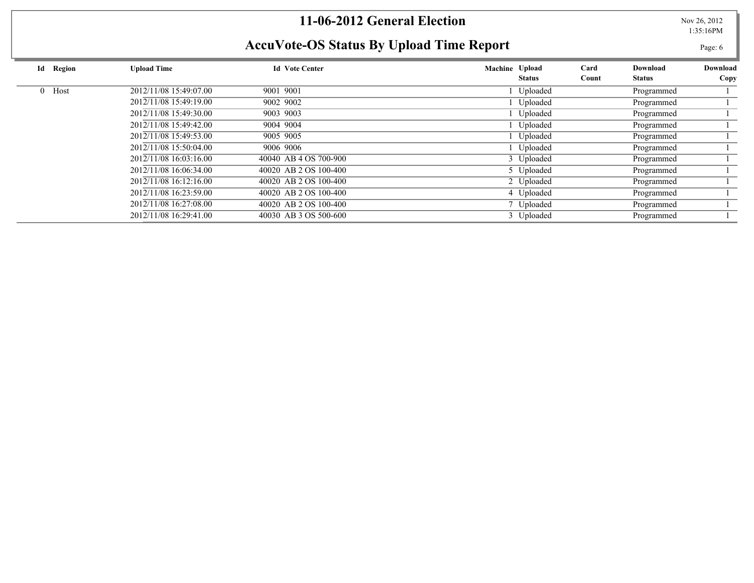# 11-06-2012 General Election

## AccuVote-OS Status By Upload Time Report

Nov 26, 2012
1:35:16PM

| Id | Region | Upload Time | Id | Vote Center | Machine | Upload Status | Card Count | Download Status | Download Copy |
|---|---|---|---|---|---|---|---|---|---|
| 0 | Host | 2012/11/08 15:49:07.00 | 9001 | 9001 | 1 | Uploaded | | Programmed | 1 |
| | | 2012/11/08 15:49:19.00 | 9002 | 9002 | 1 | Uploaded | | Programmed | 1 |
| | | 2012/11/08 15:49:30.00 | 9003 | 9003 | 1 | Uploaded | | Programmed | 1 |
| | | 2012/11/08 15:49:42.00 | 9004 | 9004 | 1 | Uploaded | | Programmed | 1 |
| | | 2012/11/08 15:49:53.00 | 9005 | 9005 | 1 | Uploaded | | Programmed | 1 |
| | | 2012/11/08 15:50:04.00 | 9006 | 9006 | 1 | Uploaded | | Programmed | 1 |
| | | 2012/11/08 16:03:16.00 | 40040 | AB 4 OS 700-900 | 3 | Uploaded | | Programmed | 1 |
| | | 2012/11/08 16:06:34.00 | 40020 | AB 2 OS 100-400 | 5 | Uploaded | | Programmed | 1 |
| | | 2012/11/08 16:12:16.00 | 40020 | AB 2 OS 100-400 | 2 | Uploaded | | Programmed | 1 |
| | | 2012/11/08 16:23:59.00 | 40020 | AB 2 OS 100-400 | 4 | Uploaded | | Programmed | 1 |
| | | 2012/11/08 16:27:08.00 | 40020 | AB 2 OS 100-400 | 7 | Uploaded | | Programmed | 1 |
| | | 2012/11/08 16:29:41.00 | 40030 | AB 3 OS 500-600 | 3 | Uploaded | | Programmed | 1 |